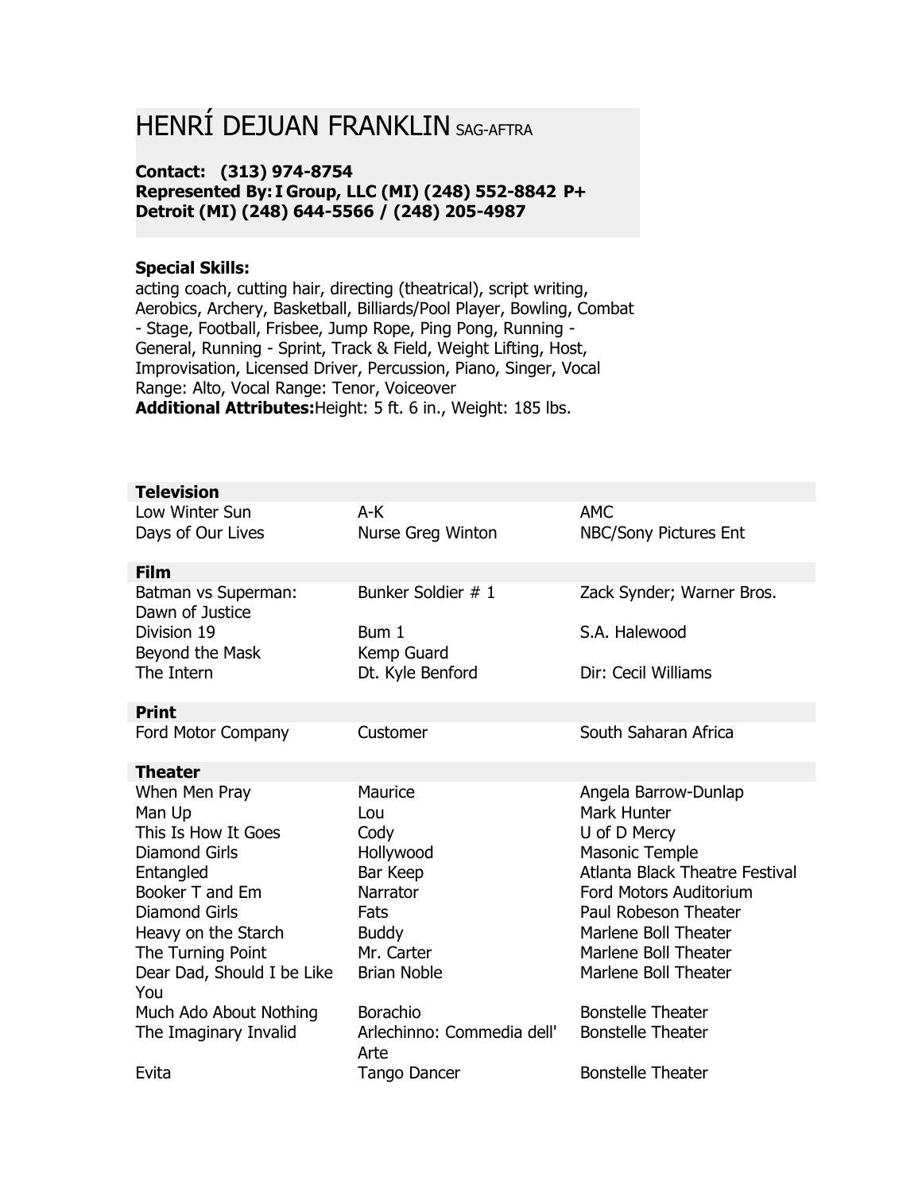# HENRÍ DEJUAN FRANKLIN SAG-AFTRA

**Contact: (313) 974-8754**
**Represented By: I Group, LLC (MI) (248) 552-8842 P+ Detroit (MI) (248) 644-5566 / (248) 205-4987**

**Special Skills:**
acting coach, cutting hair, directing (theatrical), script writing, Aerobics, Archery, Basketball, Billiards/Pool Player, Bowling, Combat - Stage, Football, Frisbee, Jump Rope, Ping Pong, Running - General, Running - Sprint, Track & Field, Weight Lifting, Host, Improvisation, Licensed Driver, Percussion, Piano, Singer, Vocal Range: Alto, Vocal Range: Tenor, Voiceover
**Additional Attributes:** Height: 5 ft. 6 in., Weight: 185 lbs.

| **Television** | | |
|---|---|---|
| Low Winter Sun | A-K | AMC |
| Days of Our Lives | Nurse Greg Winton | NBC/Sony Pictures Ent |

| **Film** | | |
|---|---|---|
| Batman vs Superman: Dawn of Justice | Bunker Soldier # 1 | Zack Synder; Warner Bros. |
| Division 19 | Bum 1 | S.A. Halewood |
| Beyond the Mask | Kemp Guard | |
| The Intern | Dt. Kyle Benford | Dir: Cecil Williams |

| **Print** | | |
|---|---|---|
| Ford Motor Company | Customer | South Saharan Africa |

| **Theater** | | |
|---|---|---|
| When Men Pray | Maurice | Angela Barrow-Dunlap |
| Man Up | Lou | Mark Hunter |
| This Is How It Goes | Cody | U of D Mercy |
| Diamond Girls | Hollywood | Masonic Temple |
| Entangled | Bar Keep | Atlanta Black Theatre Festival |
| Booker T and Em | Narrator | Ford Motors Auditorium |
| Diamond Girls | Fats | Paul Robeson Theater |
| Heavy on the Starch | Buddy | Marlene Boll Theater |
| The Turning Point | Mr. Carter | Marlene Boll Theater |
| Dear Dad, Should I be Like You | Brian Noble | Marlene Boll Theater |
| Much Ado About Nothing | Borachio | Bonstelle Theater |
| The Imaginary Invalid | Arlechinno: Commedia dell' Arte | Bonstelle Theater |
| Evita | Tango Dancer | Bonstelle Theater |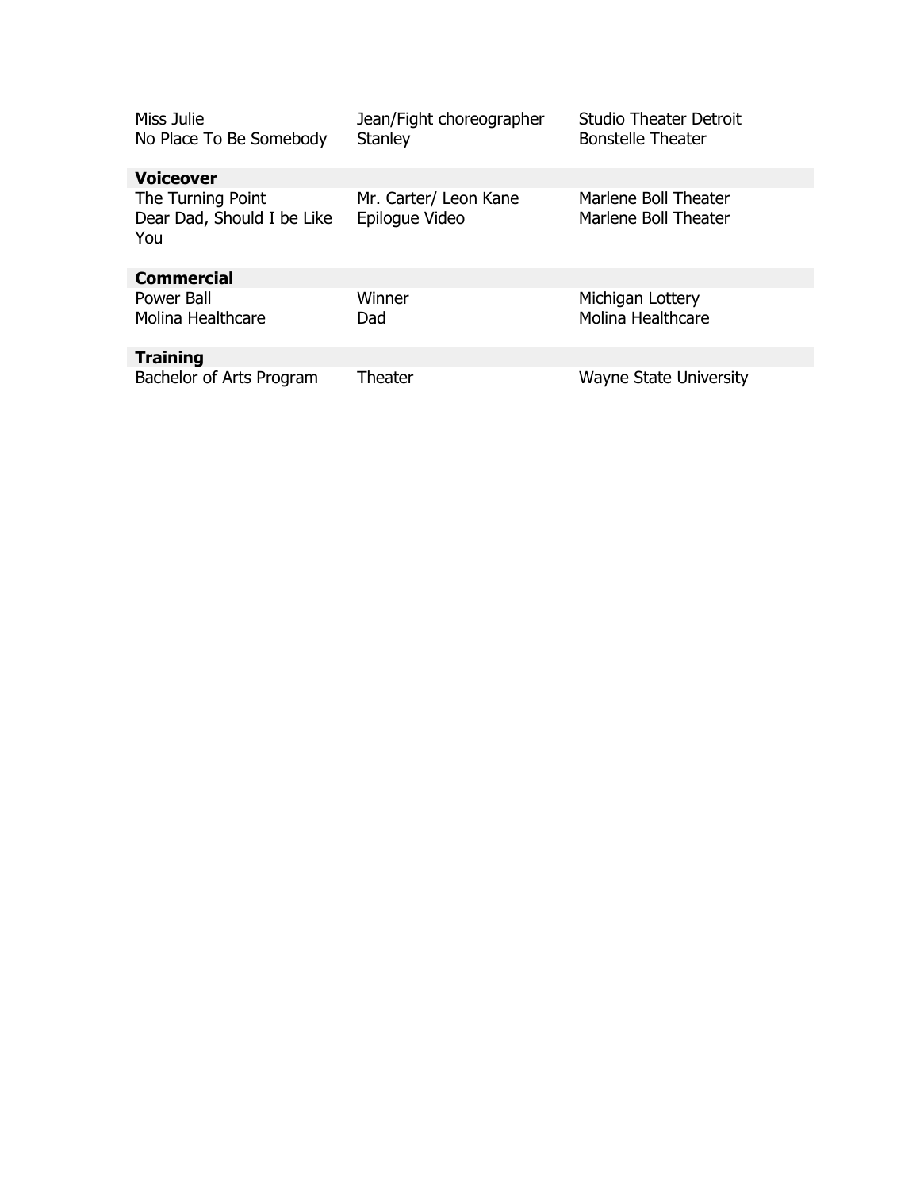| | | |
|---|---|---|
| Miss Julie | Jean/Fight choreographer | Studio Theater Detroit |
| No Place To Be Somebody | Stanley | Bonstelle Theater |
| **Voiceover** | | |
| The Turning Point | Mr. Carter/ Leon Kane | Marlene Boll Theater |
| Dear Dad, Should I be Like You | Epilogue Video | Marlene Boll Theater |
| **Commercial** | | |
| Power Ball | Winner | Michigan Lottery |
| Molina Healthcare | Dad | Molina Healthcare |
| **Training** | | |
| Bachelor of Arts Program | Theater | Wayne State University |